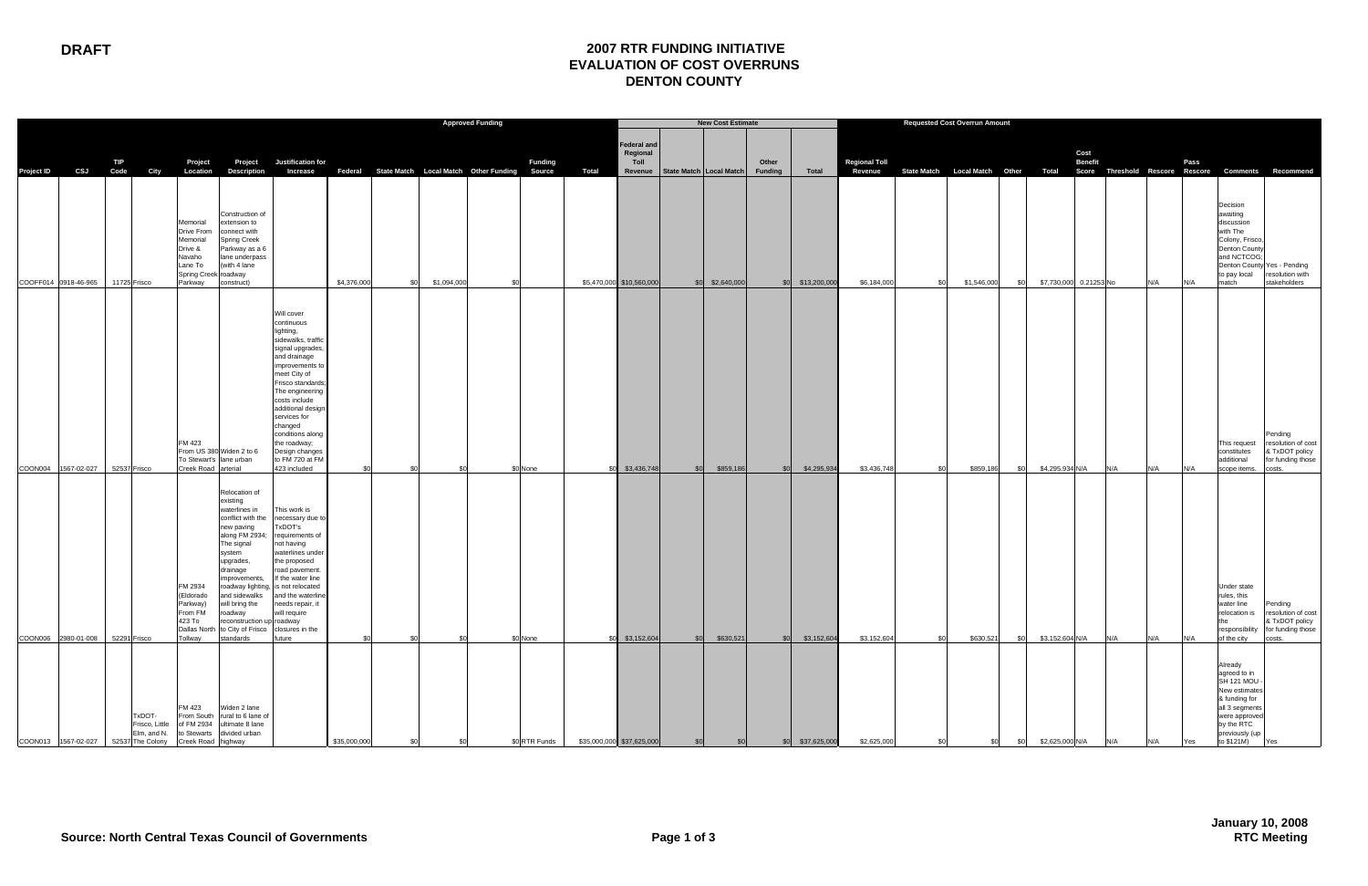DRAFT

# 2007 RTR FUNDING INITIATIVE
## EVALUATION OF COST OVERRUNS
## DENTON COUNTY

| | | | | | | | Approved Funding | | | | | | | New Cost Estimate | | | | | Requested Cost Overrun Amount | | | | | | | | | | | |
|---|---|---|---|---|---|---|---|---|---|---|---|---|---|---|---|---|---|---|---|---|---|---|---|---|---|---|---|---|---|---|
| Project ID | CSJ | TIP Code | City | Project Location | Project Description | Justification for Increase | Federal | State Match | Local Match | Other Funding | Funding Source | Total | Federal and Regional Toll Revenue | State Match | Local Match | Other Funding | Total | Regional Toll Revenue | State Match | Local Match | Other | Total | Cost Benefit Score | Threshold | Rescore | Pass Rescore | Comments | Recommend |
| COOFF014 | 0918-46-965 | 11725 | Frisco | Memorial Drive From Memorial Drive & Navaho Lane To Spring Creek Parkway | Construction of extension to connect with Spring Creek Parkway as a 6 lane underpass (with 4 lane roadway construct) | | $4,376,000 | $0 | $1,094,000 | $0 | | $5,470,000 | $10,560,000 | $0 | $2,640,000 | $0 | $13,200,000 | $6,184,000 | $0 | $1,546,000 | $0 | $7,730,000 | 0.21253 | No | N/A | N/A | Decision awaiting discussion with The Colony, Frisco, Denton County and NCTCOG; Denton County to pay local match | Yes - Pending resolution with stakeholders |
| COON004 | 1567-02-027 | 52537 | Frisco | FM 423 From US 380 To Stewart's Creek Road | Widen 2 to 6 lane urban arterial | Will cover continuous lighting, sidewalks, traffic signal upgrades, and drainage improvements to meet City of Frisco standards; The engineering costs include additional design services for changed conditions along the roadway; Design changes to FM 720 at FM 423 included | $0 | $0 | $0 | | $0 None | $0 | $3,436,748 | $0 | $859,186 | $0 | $4,295,934 | $3,436,748 | $0 | $859,186 | $0 | $4,295,934 | N/A | N/A | N/A | N/A | This request constitutes additional scope items. | Pending resolution of cost & TxDOT policy for funding those costs. |
| COON006 | 2980-01-008 | 52291 | Frisco | FM 2934 (Eldorado Parkway) From FM 423 To Dallas North Tollway | Relocation of existing waterlines in conflict with the new paving along FM 2934; The signal system upgrades, drainage improvements, roadway lighting, and sidewalks will bring the roadway reconstruction up to City of Frisco standards | This work is necessary due to TxDOT's requirements of not having waterlines under the proposed road pavement. If the water line is not relocated and the waterline needs repair, it will require roadway closures in the future | $0 | $0 | $0 | | $0 None | $0 | $3,152,604 | $0 | $630,521 | $0 | $3,152,604 | $3,152,604 | $0 | $630,521 | $0 | $3,152,604 | N/A | N/A | N/A | N/A | Under state rules, this water line relocation is the responsibility of the city | Pending resolution of cost & TxDOT policy for funding those costs. |
| COON013 | 1567-02-027 | 52537 | TxDOT-Frisco, Little Elm, and N. The Colony | FM 423 From South of FM 2934 to Stewarts Creek Road | Widen 2 lane rural to 6 lane of ultimate 8 lane divided urban highway | | $35,000,000 | $0 | $0 | | $0 RTR Funds | $35,000,000 | $37,625,000 | $0 | $0 | $0 | $37,625,000 | $2,625,000 | $0 | $0 | $0 | $2,625,000 | N/A | N/A | N/A | Yes | Already agreed to in SH 121 MOU - New estimates & funding for all 3 segments were approved by the RTC previously (up to $121M) | Yes |

Source: North Central Texas Council of Governments

January 10, 2008
RTC Meeting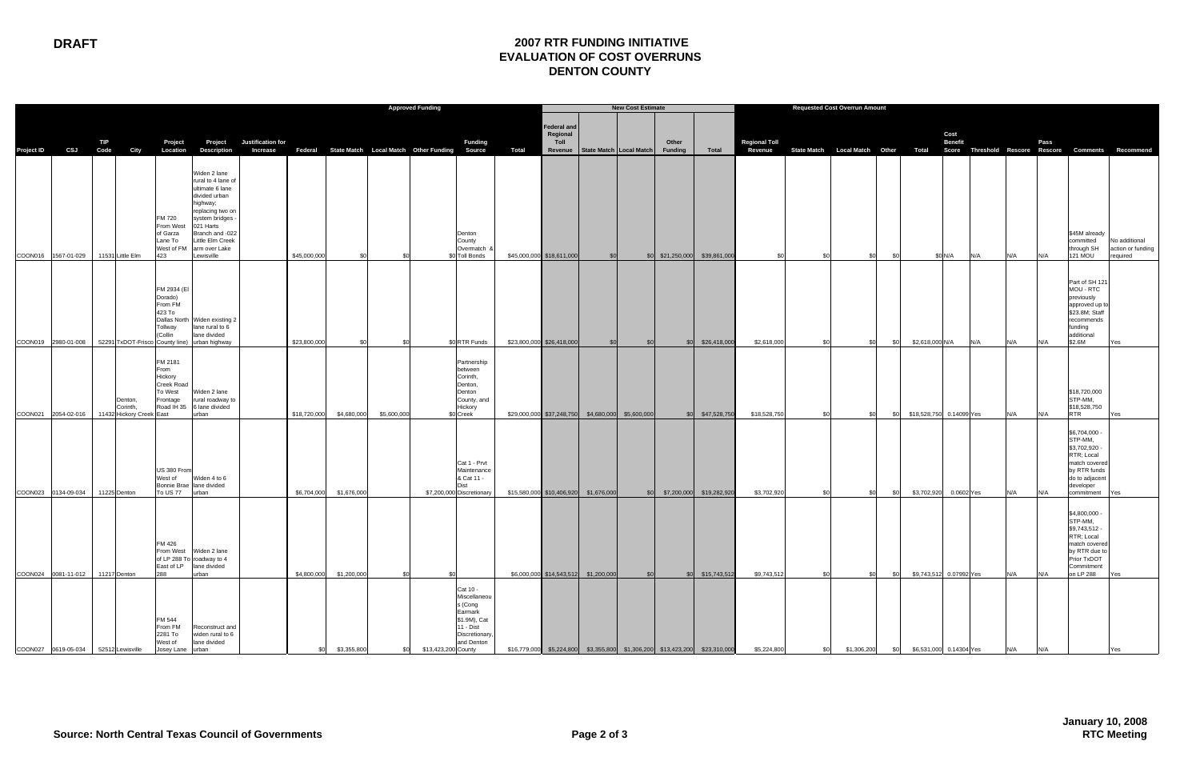**DRAFT**

# 2007 RTR FUNDING INITIATIVE
## EVALUATION OF COST OVERRUNS
## DENTON COUNTY

| | | | | | | | Approved Funding | | | | | | | New Cost Estimate | | | | | Requested Cost Overrun Amount | | | | | | | | | | |
|---|---|---|---|---|---|---|---|---|---|---|---|---|---|---|---|---|---|---|---|---|---|---|---|---|---|---|---|---|---|
| Project ID | CSJ | TIP Code | City | Project Location | Project Description | Justification for Increase | Federal | State Match | Local Match | Other Funding | Funding Source | Total | Federal and Regional Toll Revenue | State Match | Local Match | Other Funding | Total | Regional Toll Revenue | State Match | Local Match | Other | Total | Cost Benefit Score | Threshold | Rescore | Pass Rescore | Comments | Recommend |
| COON016 | 1567-01-029 | 11531 | Little Elm | FM 720 From West of Garza Lane To West of FM 423 | Widen 2 lane rural to 4 lane of ultimate 6 lane divided urban highway; replacing two on system bridges - 021 Harts Branch and -022 Little Elm Creek arm over Lake Lewisville | | $45,000,000 | $0 | $0 | | $0 Denton County Overmatch & Toll Bonds | $45,000,000 | $18,611,000 | $0 | $0 | $21,250,000 | $39,861,000 | $0 | $0 | $0 | $0 | $0 | N/A | N/A | N/A | N/A | $45M already committed through SH 121 MOU | No additional action or funding required |
| COON019 | 2980-01-008 | 52291 | TxDOT-Frisco | FM 2934 (El Dorado) From FM 423 To Dallas North Tollway (Collin County line) | Widen existing 2 lane rural to 6 lane divided urban highway | | $23,800,000 | $0 | $0 | | $0 RTR Funds | $23,800,000 | $26,418,000 | $0 | $0 | $0 | $26,418,000 | $2,618,000 | $0 | $0 | $0 | $2,618,000 | N/A | N/A | N/A | N/A | Part of SH 121 MOU - RTC previously approved up to $23.8M; Staff recommends funding additional $2.6M | Yes |
| COON021 | 2054-02-016 | 11432 | Denton, Corinth, Hickory Creek | FM 2181 From Hickory Creek Road To West Frontage Road IH 35 East | Widen 2 lane rural roadway to 6 lane divided urban | | $18,720,000 | $4,680,000 | $5,600,000 | | $0 Partnership between Corinth, Denton, Denton County, and Hickory Creek | $29,000,000 | $37,248,750 | $4,680,000 | $5,600,000 | $0 | $47,528,750 | $18,528,750 | $0 | $0 | $0 | $18,528,750 | 0.14099 | Yes | N/A | N/A | $18,720,000 STP-MM, $18,528,750 RTR | Yes |
| COON023 | 0134-09-034 | 11225 | Denton | US 380 From West of Bonnie Brae To US 77 | Widen 4 to 6 lane divided urban | | $6,704,000 | $1,676,000 | | $7,200,000 | Cat 1 - Prvt Maintenance & Cat 11 - Dist Discretionary | $15,580,000 | $10,406,920 | $1,676,000 | $0 | $7,200,000 | $19,282,920 | $3,702,920 | $0 | $0 | $0 | $3,702,920 | 0.0602 | Yes | N/A | N/A | $6,704,000 - STP-MM, $3,702,920 - RTR; Local match covered by RTR funds do to adjacent developer commitment | Yes |
| COON024 | 0081-11-012 | 11217 | Denton | FM 426 From West of LP 288 To East of LP 288 | Widen 2 lane roadway to 4 lane divided urban | | $4,800,000 | $1,200,000 | $0 | $0 | | $6,000,000 | $14,543,512 | $1,200,000 | $0 | $0 | $15,743,512 | $9,743,512 | $0 | $0 | $0 | $9,743,512 | 0.07992 | Yes | N/A | N/A | $4,800,000 - STP-MM, $9,743,512 - RTR; Local match covered by RTR due to Prior TxDOT Commitment on LP 288 | Yes |
| COON027 | 0619-05-034 | 52512 | Lewisville | FM 544 From FM 2281 To West of Josey Lane | Reconstruct and widen rural to 6 lane divided urban | | $0 | $3,355,800 | $0 | $13,423,200 | County Cat 10 - Miscellaneous (Cong Earmark $1.9M), Cat 11 - Dist Discretionary, and Denton County | $16,779,000 | $5,224,800 | $3,355,800 | $1,306,200 | $13,423,200 | $23,310,000 | $5,224,800 | $0 | $1,306,200 | $0 | $6,531,000 | 0.14304 | Yes | N/A | N/A | | Yes |

**Source: North Central Texas Council of Governments**

**January 10, 2008**
**RTC Meeting**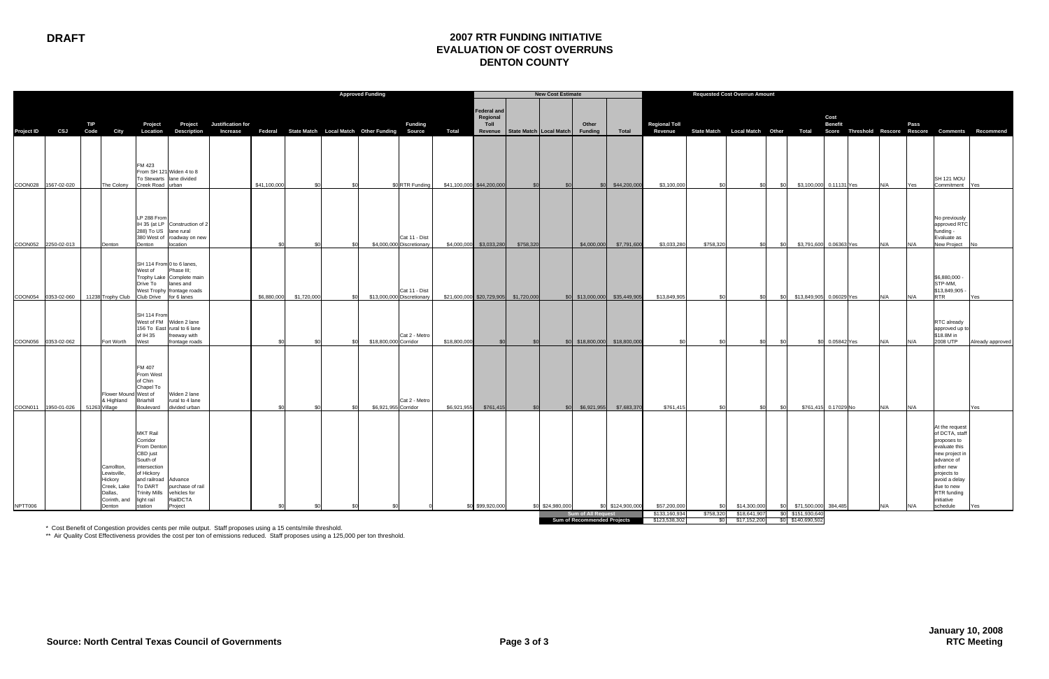**DRAFT**

# 2007 RTR FUNDING INITIATIVE
# EVALUATION OF COST OVERRUNS
# DENTON COUNTY

| | | | | | | | Approved Funding | | | | | | | New Cost Estimate | | | | | Requested Cost Overrun Amount | | | | | | | | | | | |
|---|---|---|---|---|---|---|---|---|---|---|---|---|---|---|---|---|---|---|---|---|---|---|---|---|---|---|---|---|---|---|
| Project ID | CSJ | TIP Code | City | Project Location | Project Description | Justification for Increase | Federal | State Match | Local Match | Other Funding | Funding Source | Total | Federal and Regional Toll Revenue | State Match | Local Match | Other Funding | Total | Regional Toll Revenue | State Match | Local Match | Other | Total | Cost Benefit Score | Threshold | Rescore | Pass Rescore | Comments | Recommend |
| COON028 | 1567-02-020 | | The Colony | FM 423 From SH 121 To Stewarts Creek Road | Widen 4 to 8 lane divided urban | | $41,100,000 | $0 | $0 | | $0 RTR Funding | $41,100,000 | $44,200,000 | $0 | $0 | $0 | $44,200,000 | $3,100,000 | $0 | $0 | $0 | $3,100,000 | 0.11131 | Yes | | N/A | Yes | SH 121 MOU Commitment | Yes |
| COON052 | 2250-02-013 | | Denton | LP 288 From IH 35 (at LP 288) To US 380 West of Denton | Construction of 2 lane rural roadway on new location | | $0 | $0 | $0 | $4,000,000 | Cat 11 - Dist Discretionary | $4,000,000 | $3,033,280 | $758,320 | | $4,000,000 | $7,791,600 | $3,033,280 | $758,320 | $0 | $0 | $3,791,600 | 0.06363 | Yes | | N/A | N/A | No previously approved RTC funding - Evaluate as New Project | No |
| COON054 | 0353-02-060 | 11238 | Trophy Club | SH 114 From West of Trophy Lake Drive To West Trophy Club Drive | 0 to 6 lanes, Phase III; Complete main lanes and frontage roads for 6 lanes | | $6,880,000 | $1,720,000 | $0 | $13,000,000 | Cat 11 - Dist Discretionary | $21,600,000 | $20,729,905 | $1,720,000 | $0 | $13,000,000 | $35,449,905 | $13,849,905 | $0 | $0 | $0 | $13,849,905 | 0.06029 | Yes | | N/A | N/A | $6,880,000 - STP-MM, $13,849,905 - RTR | Yes |
| COON056 | 0353-02-062 | | Fort Worth | SH 114 From West of FM 156 To East of IH 35 West | Widen 2 lane rural to 6 lane freeway with frontage roads | | $0 | $0 | $0 | $18,800,000 | Cat 2 - Metro Corridor | $18,800,000 | $0 | $0 | $0 | $18,800,000 | $18,800,000 | $0 | $0 | $0 | $0 | $0 | 0.05842 | Yes | | N/A | N/A | RTC already approved up to $18.8M in 2008 UTP | Already approved |
| COON011 | 1950-01-026 | 51263 | Flower Mound & Highland Village | FM 407 From West of Chin Chapel To West of Briarhill Boulevard | Widen 2 lane rural to 4 lane divided urban | | $0 | $0 | $0 | $6,921,955 | Cat 2 - Metro Corridor | $6,921,955 | $761,415 | $0 | $0 | $6,921,955 | $7,683,370 | $761,415 | $0 | $0 | $0 | $761,415 | 0.17029 | No | | N/A | N/A | | Yes |
| NPTT006 | | | Carrollton, Lewisville, Hickory Creek, Lake Dallas, Corinth, and Denton | MKT Rail Corridor From Denton CBD just South of intersection of Hickory and railroad To DART Trinity Mills light rail station | Advance purchase of rail vehicles for RailDCTA Project | | $0 | $0 | $0 | $0 | 0 | $0 | $99,920,000 | $0 | $24,980,000 | $0 | $124,900,000 | $57,200,000 | $0 | $14,300,000 | $0 | $71,500,000 | 384,485 | | | N/A | N/A | At the request of DCTA, staff proposes to evaluate this new project in advance of other new projects to avoid a delay due to new RTR funding initiative schedule | Yes |
| | | | | | | | | | | | | | | | | Sum of All Request | | $133,160,934 | $758,320 | $18,641,907 | $0 | $151,930,640 | | | | | | | |
| | | | | | | | | | | | | | | | | Sum of Recommended Projects | | $123,538,302 | $0 | $17,152,200 | $0 | $140,690,502 | | | | | | | |

\* Cost Benefit of Congestion provides cents per mile output. Staff proposes using a 15 cents/mile threshold.

\*\* Air Quality Cost Effectiveness provides the cost per ton of emissions reduced. Staff proposes using a 125,000 per ton threshold.

**Source: North Central Texas Council of Governments**

**January 10, 2008**
**RTC Meeting**